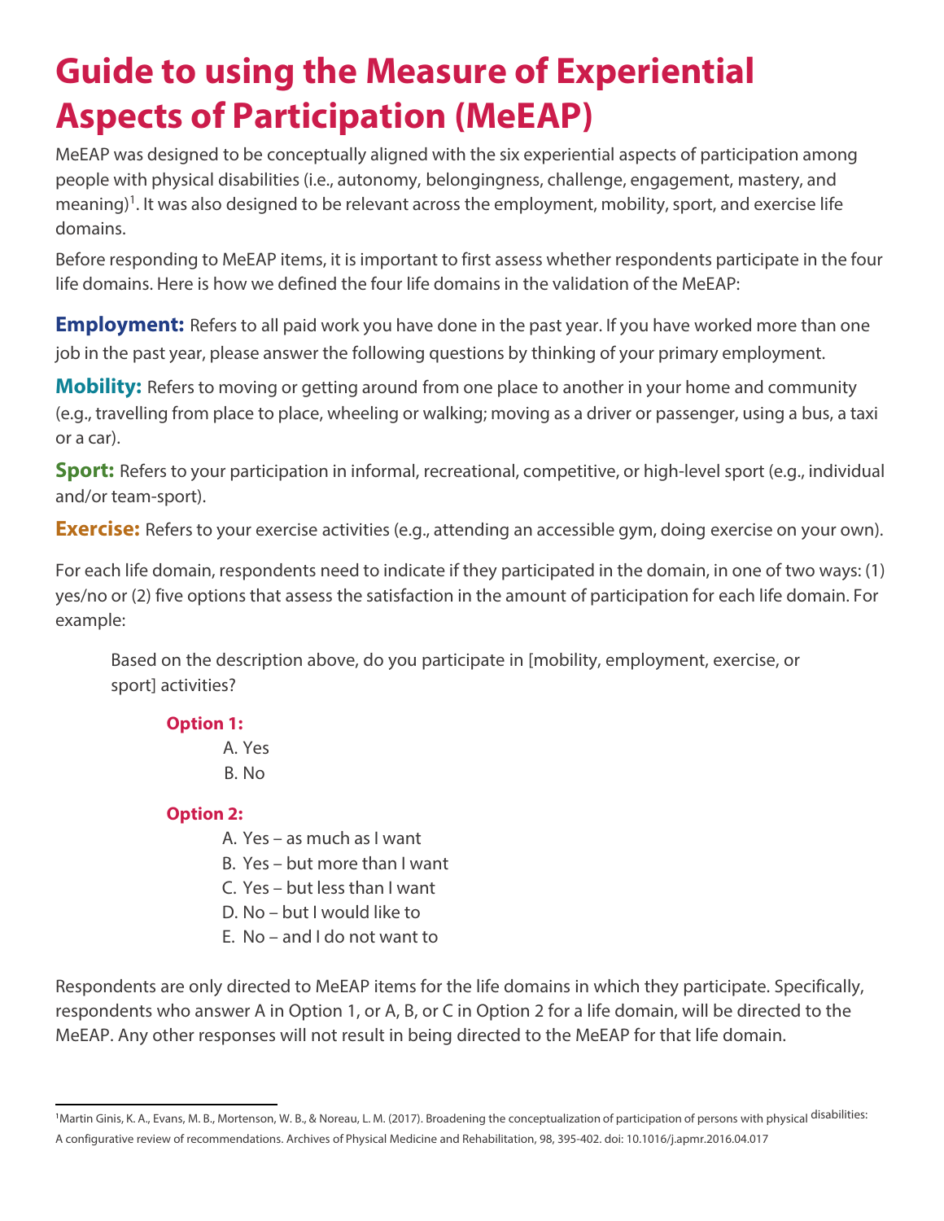# Guide to using the Measure of Experiential Aspects of Participation (MeEAP)

MeEAP was designed to be conceptually aligned with the six experiential aspects of participation among people with physical disabilities (i.e., autonomy, belongingness, challenge, engagement, mastery, and meaning)[1]. It was also designed to be relevant across the employment, mobility, sport, and exercise life domains.

Before responding to MeEAP items, it is important to first assess whether respondents participate in the four life domains. Here is how we defined the four life domains in the validation of the MeEAP:

**Employment:** Refers to all paid work you have done in the past year. If you have worked more than one job in the past year, please answer the following questions by thinking of your primary employment.

**Mobility:** Refers to moving or getting around from one place to another in your home and community (e.g., travelling from place to place, wheeling or walking; moving as a driver or passenger, using a bus, a taxi or a car).

**Sport:** Refers to your participation in informal, recreational, competitive, or high-level sport (e.g., individual and/or team-sport).

**Exercise:** Refers to your exercise activities (e.g., attending an accessible gym, doing exercise on your own).

For each life domain, respondents need to indicate if they participated in the domain, in one of two ways: (1) yes/no or (2) five options that assess the satisfaction in the amount of participation for each life domain. For example:

> Based on the description above, do you participate in [mobility, employment, exercise, or sport] activities?
>
> **Option 1:**
>
> A. Yes
> B. No
>
> **Option 2:**
>
> A. Yes – as much as I want
> B. Yes – but more than I want
> C. Yes – but less than I want
> D. No – but I would like to
> E. No – and I do not want to

Respondents are only directed to MeEAP items for the life domains in which they participate. Specifically, respondents who answer A in Option 1, or A, B, or C in Option 2 for a life domain, will be directed to the MeEAP. Any other responses will not result in being directed to the MeEAP for that life domain.

---

[1] Martin Ginis, K. A., Evans, M. B., Mortenson, W. B., & Noreau, L. M. (2017). Broadening the conceptualization of participation of persons with physical disabilities: A configurative review of recommendations. Archives of Physical Medicine and Rehabilitation, 98, 395-402. doi: 10.1016/j.apmr.2016.04.017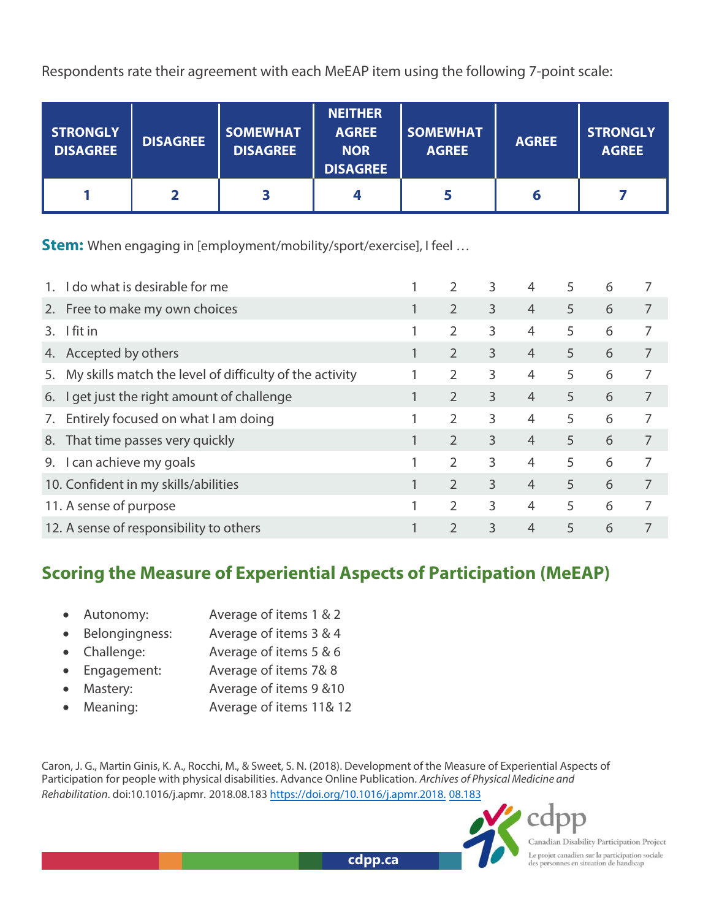Respondents rate their agreement with each MeEAP item using the following 7-point scale:

| STRONGLY DISAGREE | DISAGREE | SOMEWHAT DISAGREE | NEITHER AGREE NOR DISAGREE | SOMEWHAT AGREE | AGREE | STRONGLY AGREE |
|---|---|---|---|---|---|---|
| 1 | 2 | 3 | 4 | 5 | 6 | 7 |

**Stem:** When engaging in [employment/mobility/sport/exercise], I feel …

| | | | | | | | |
|---|---|---|---|---|---|---|---|
| 1. I do what is desirable for me | 1 | 2 | 3 | 4 | 5 | 6 | 7 |
| 2. Free to make my own choices | 1 | 2 | 3 | 4 | 5 | 6 | 7 |
| 3. I fit in | 1 | 2 | 3 | 4 | 5 | 6 | 7 |
| 4. Accepted by others | 1 | 2 | 3 | 4 | 5 | 6 | 7 |
| 5. My skills match the level of difficulty of the activity | 1 | 2 | 3 | 4 | 5 | 6 | 7 |
| 6. I get just the right amount of challenge | 1 | 2 | 3 | 4 | 5 | 6 | 7 |
| 7. Entirely focused on what I am doing | 1 | 2 | 3 | 4 | 5 | 6 | 7 |
| 8. That time passes very quickly | 1 | 2 | 3 | 4 | 5 | 6 | 7 |
| 9. I can achieve my goals | 1 | 2 | 3 | 4 | 5 | 6 | 7 |
| 10. Confident in my skills/abilities | 1 | 2 | 3 | 4 | 5 | 6 | 7 |
| 11. A sense of purpose | 1 | 2 | 3 | 4 | 5 | 6 | 7 |
| 12. A sense of responsibility to others | 1 | 2 | 3 | 4 | 5 | 6 | 7 |

## Scoring the Measure of Experiential Aspects of Participation (MeEAP)

- Autonomy: Average of items 1 & 2
- Belongingness: Average of items 3 & 4
- Challenge: Average of items 5 & 6
- Engagement: Average of items 7& 8
- Mastery: Average of items 9 &10
- Meaning: Average of items 11& 12

Caron, J. G., Martin Ginis, K. A., Rocchi, M., & Sweet, S. N. (2018). Development of the Measure of Experiential Aspects of Participation for people with physical disabilities. Advance Online Publication. *Archives of Physical Medicine and Rehabilitation*. doi:10.1016/j.apmr. 2018.08.183 https://doi.org/10.1016/j.apmr.2018. 08.183

cdpp.ca

cdpp
Canadian Disability Participation Project
Le projet canadien sur la participation sociale des personnes en situation de handicap